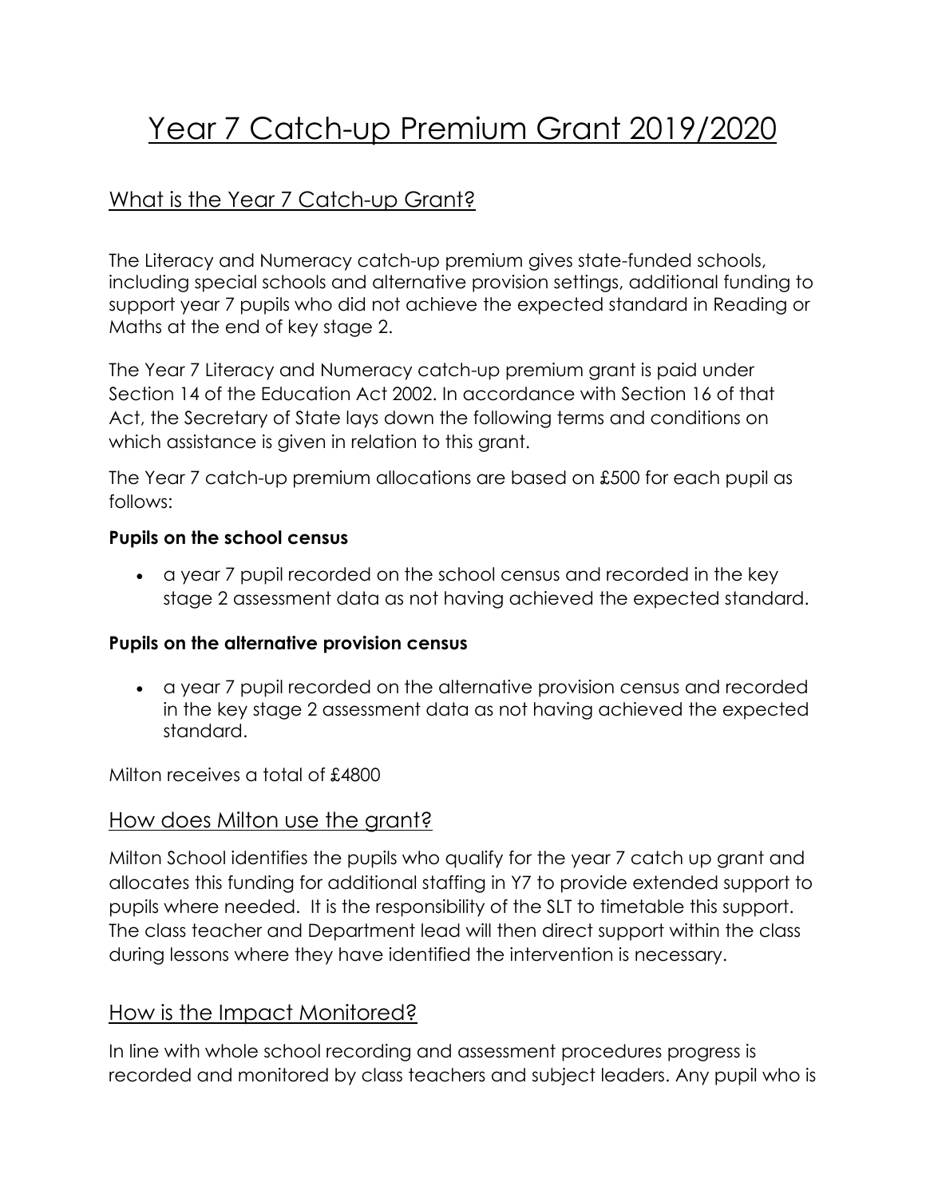# Year 7 Catch-up Premium Grant 2019/2020

## What is the Year 7 Catch-up Grant?

The Literacy and Numeracy catch-up premium gives state-funded schools, including special schools and alternative provision settings, additional funding to support year 7 pupils who did not achieve the expected standard in Reading or Maths at the end of key stage 2.

The Year 7 Literacy and Numeracy catch-up premium grant is paid under Section 14 of the Education Act 2002. In accordance with Section 16 of that Act, the Secretary of State lays down the following terms and conditions on which assistance is given in relation to this grant.

The Year 7 catch-up premium allocations are based on £500 for each pupil as follows:

**Pupils on the school census**

- a year 7 pupil recorded on the school census and recorded in the key stage 2 assessment data as not having achieved the expected standard.

**Pupils on the alternative provision census**

- a year 7 pupil recorded on the alternative provision census and recorded in the key stage 2 assessment data as not having achieved the expected standard.

Milton receives a total of £4800

## How does Milton use the grant?

Milton School identifies the pupils who qualify for the year 7 catch up grant and allocates this funding for additional staffing in Y7 to provide extended support to pupils where needed. It is the responsibility of the SLT to timetable this support. The class teacher and Department lead will then direct support within the class during lessons where they have identified the intervention is necessary.

## How is the Impact Monitored?

In line with whole school recording and assessment procedures progress is recorded and monitored by class teachers and subject leaders. Any pupil who is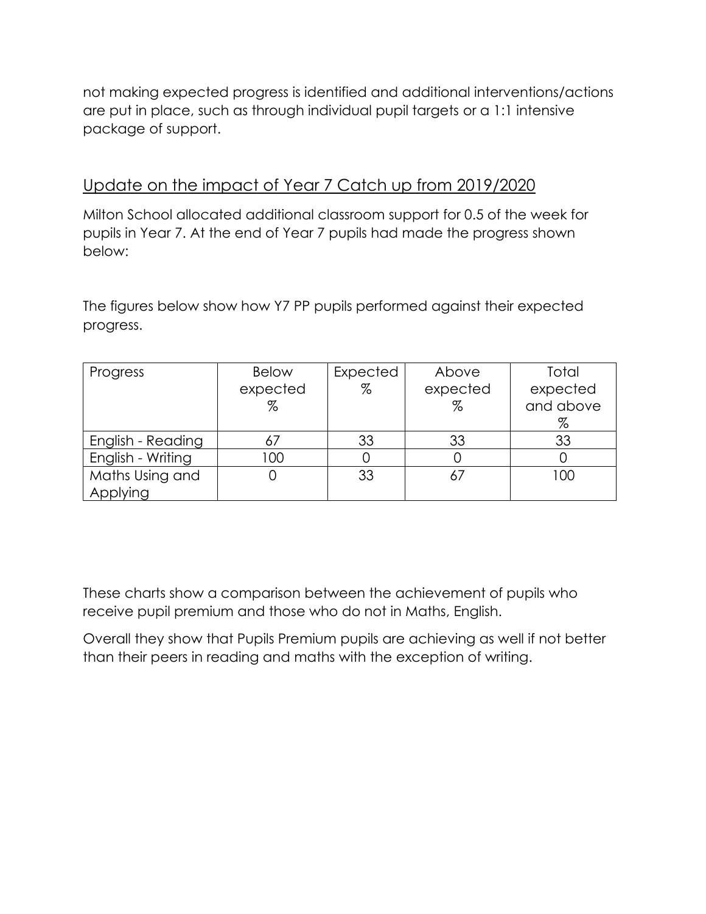not making expected progress is identified and additional interventions/actions are put in place, such as through individual pupil targets or a 1:1 intensive package of support.

## Update on the impact of Year 7 Catch up from 2019/2020

Milton School allocated additional classroom support for 0.5 of the week for pupils in Year 7. At the end of Year 7 pupils had made the progress shown below:

The figures below show how Y7 PP pupils performed against their expected progress.

| Progress | Below expected % | Expected % | Above expected % | Total expected and above % |
|---|---|---|---|---|
| English - Reading | 67 | 33 | 33 | 33 |
| English - Writing | 100 | 0 | 0 | 0 |
| Maths Using and Applying | 0 | 33 | 67 | 100 |

These charts show a comparison between the achievement of pupils who receive pupil premium and those who do not in Maths, English.

Overall they show that Pupils Premium pupils are achieving as well if not better than their peers in reading and maths with the exception of writing.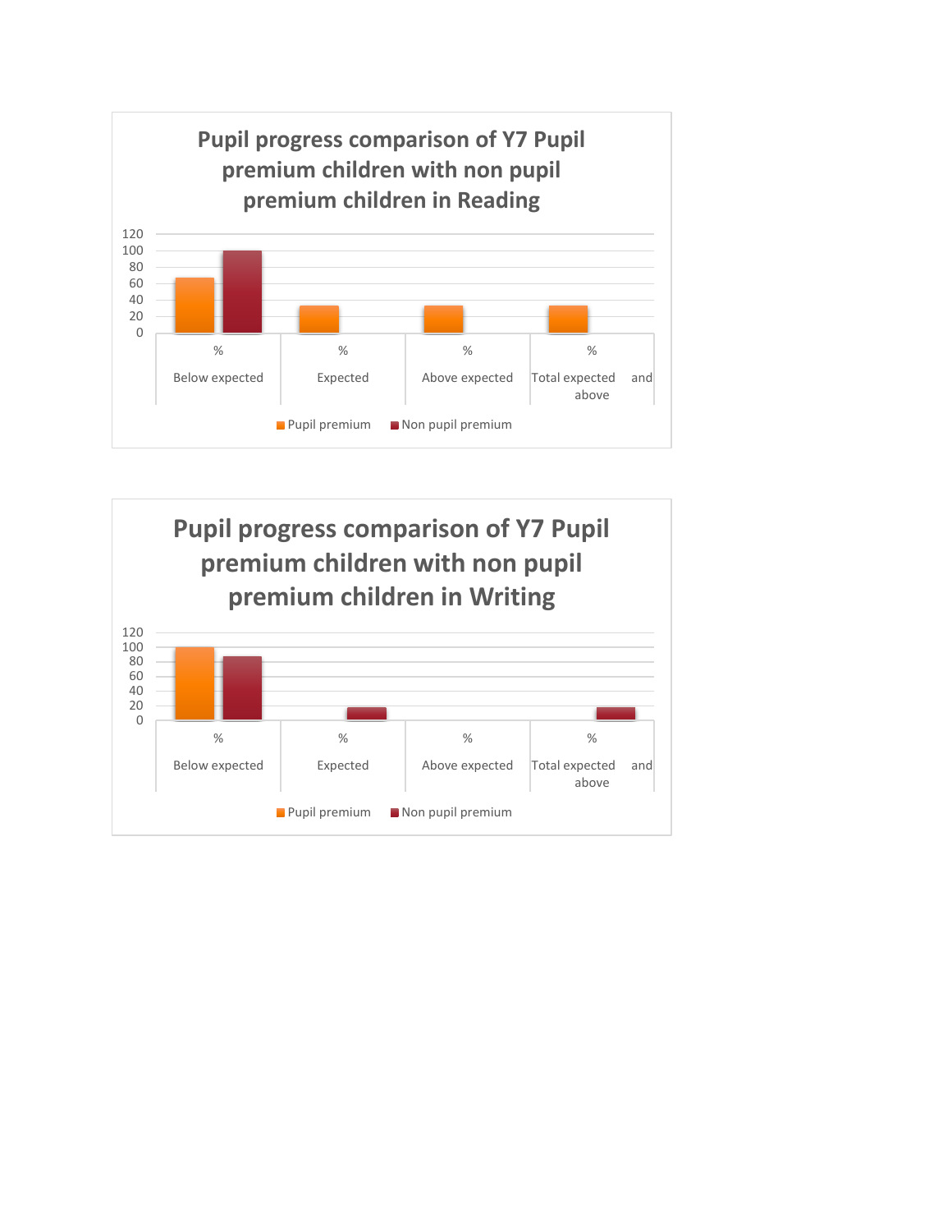## Pupil progress comparison of Y7 Pupil premium children with non pupil premium children in Reading

| | % Below expected | % Expected | % Above expected | % Total expected and above |
|---|---|---|---|---|
| Pupil premium | 67 | 33 | 33 | 33 |
| Non pupil premium | 100 | | | |

## Pupil progress comparison of Y7 Pupil premium children with non pupil premium children in Writing

| | % Below expected | % Expected | % Above expected | % Total expected and above |
|---|---|---|---|---|
| Pupil premium | 100 | | | |
| Non pupil premium | 87 | 17 | | 17 |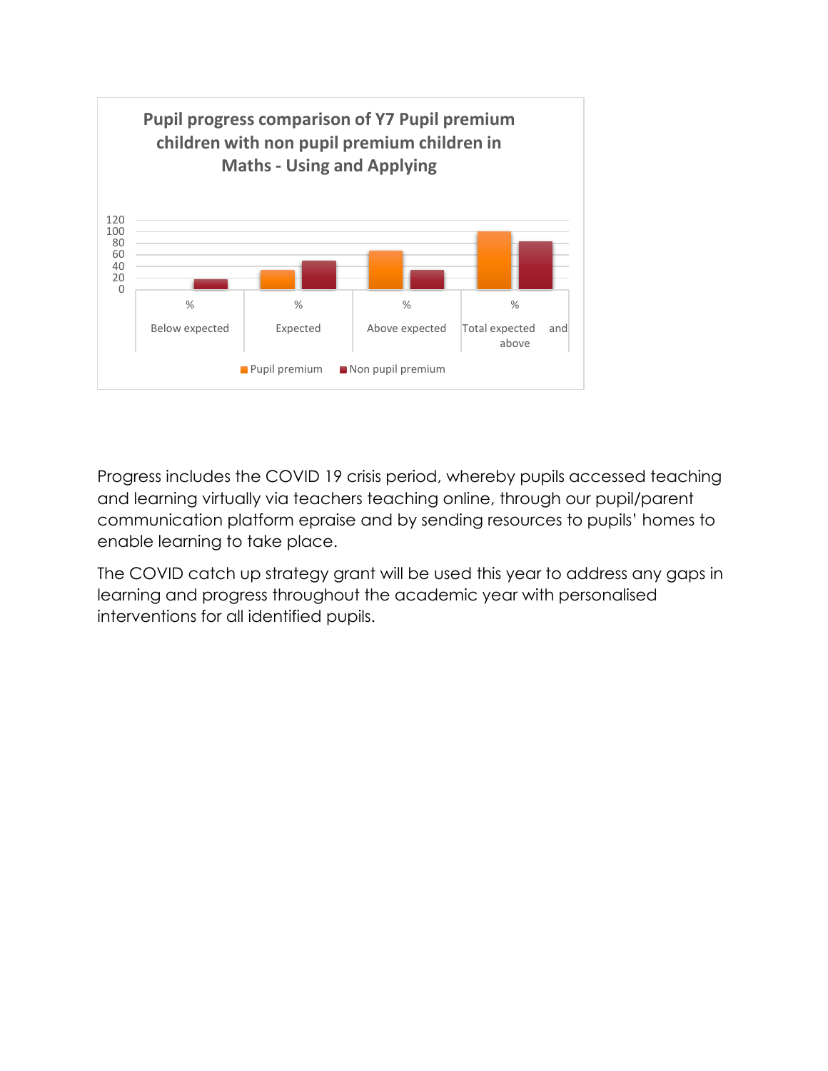Pupil progress comparison of Y7 Pupil premium children with non pupil premium children in Maths - Using and Applying

120
100
80
60
40
20
0

%
Below expected

%
Expected

%
Above expected

%
Total expected and above

Pupil premium
Non pupil premium

Progress includes the COVID 19 crisis period, whereby pupils accessed teaching and learning virtually via teachers teaching online, through our pupil/parent communication platform epraise and by sending resources to pupils' homes to enable learning to take place.

The COVID catch up strategy grant will be used this year to address any gaps in learning and progress throughout the academic year with personalised interventions for all identified pupils.